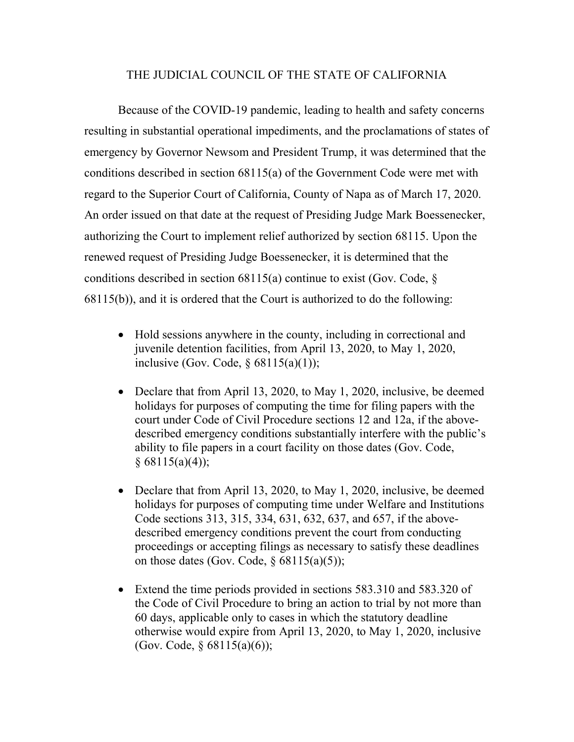# THE JUDICIAL COUNCIL OF THE STATE OF CALIFORNIA

Because of the COVID-19 pandemic, leading to health and safety concerns resulting in substantial operational impediments, and the proclamations of states of emergency by Governor Newsom and President Trump, it was determined that the conditions described in section 68115(a) of the Government Code were met with regard to the Superior Court of California, County of Napa as of March 17, 2020. An order issued on that date at the request of Presiding Judge Mark Boessenecker, authorizing the Court to implement relief authorized by section 68115. Upon the renewed request of Presiding Judge Boessenecker, it is determined that the conditions described in section 68115(a) continue to exist (Gov. Code, § 68115(b)), and it is ordered that the Court is authorized to do the following:

- Hold sessions anywhere in the county, including in correctional and juvenile detention facilities, from April 13, 2020, to May 1, 2020, inclusive (Gov. Code, § 68115(a)(1));
- Declare that from April 13, 2020, to May 1, 2020, inclusive, be deemed holidays for purposes of computing the time for filing papers with the court under Code of Civil Procedure sections 12 and 12a, if the above-described emergency conditions substantially interfere with the public's ability to file papers in a court facility on those dates (Gov. Code, § 68115(a)(4));
- Declare that from April 13, 2020, to May 1, 2020, inclusive, be deemed holidays for purposes of computing time under Welfare and Institutions Code sections 313, 315, 334, 631, 632, 637, and 657, if the above-described emergency conditions prevent the court from conducting proceedings or accepting filings as necessary to satisfy these deadlines on those dates (Gov. Code, § 68115(a)(5));
- Extend the time periods provided in sections 583.310 and 583.320 of the Code of Civil Procedure to bring an action to trial by not more than 60 days, applicable only to cases in which the statutory deadline otherwise would expire from April 13, 2020, to May 1, 2020, inclusive (Gov. Code, § 68115(a)(6));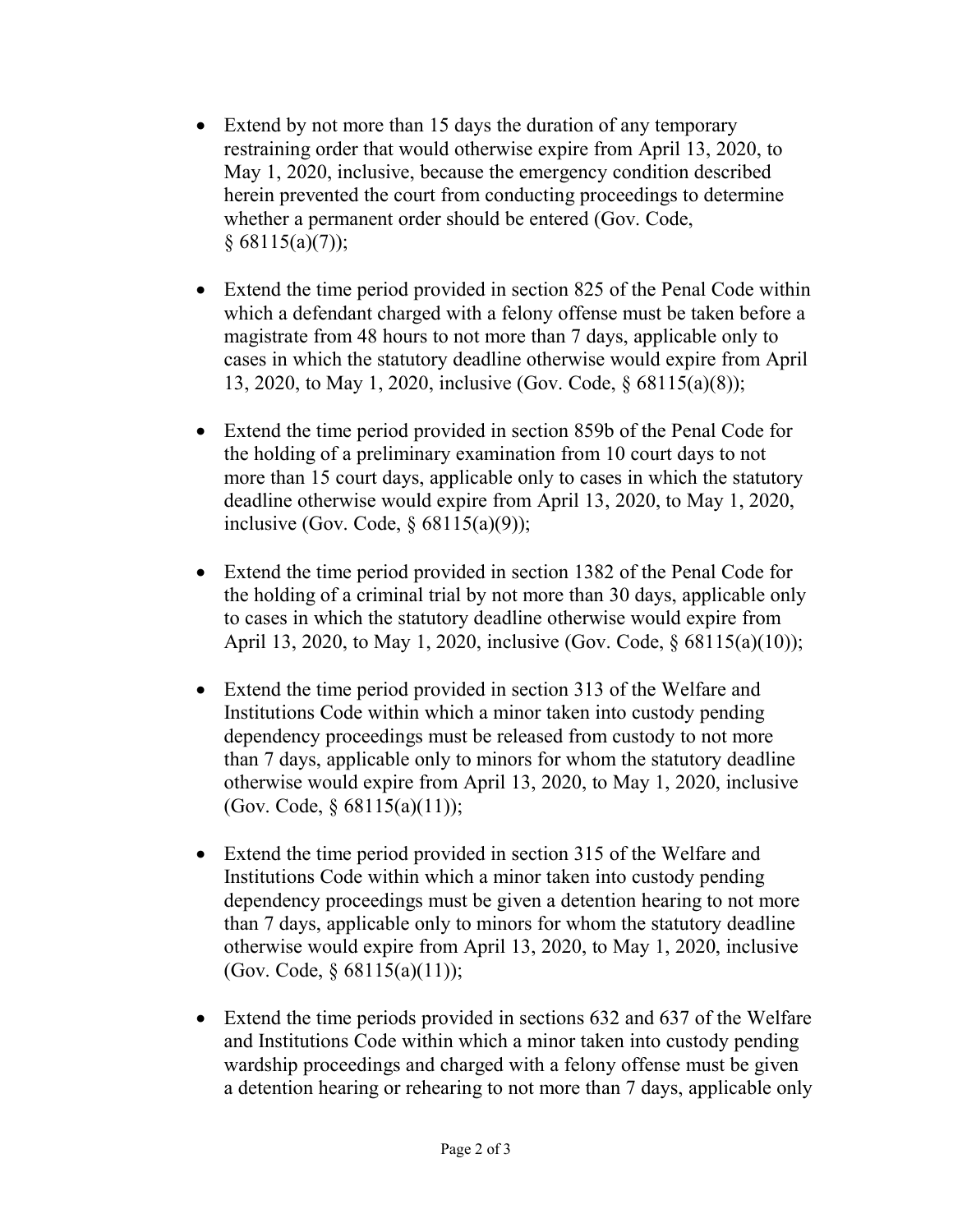- Extend by not more than 15 days the duration of any temporary restraining order that would otherwise expire from April 13, 2020, to May 1, 2020, inclusive, because the emergency condition described herein prevented the court from conducting proceedings to determine whether a permanent order should be entered (Gov. Code, § 68115(a)(7));

- Extend the time period provided in section 825 of the Penal Code within which a defendant charged with a felony offense must be taken before a magistrate from 48 hours to not more than 7 days, applicable only to cases in which the statutory deadline otherwise would expire from April 13, 2020, to May 1, 2020, inclusive (Gov. Code, § 68115(a)(8));

- Extend the time period provided in section 859b of the Penal Code for the holding of a preliminary examination from 10 court days to not more than 15 court days, applicable only to cases in which the statutory deadline otherwise would expire from April 13, 2020, to May 1, 2020, inclusive (Gov. Code, § 68115(a)(9));

- Extend the time period provided in section 1382 of the Penal Code for the holding of a criminal trial by not more than 30 days, applicable only to cases in which the statutory deadline otherwise would expire from April 13, 2020, to May 1, 2020, inclusive (Gov. Code, § 68115(a)(10));

- Extend the time period provided in section 313 of the Welfare and Institutions Code within which a minor taken into custody pending dependency proceedings must be released from custody to not more than 7 days, applicable only to minors for whom the statutory deadline otherwise would expire from April 13, 2020, to May 1, 2020, inclusive (Gov. Code, § 68115(a)(11));

- Extend the time period provided in section 315 of the Welfare and Institutions Code within which a minor taken into custody pending dependency proceedings must be given a detention hearing to not more than 7 days, applicable only to minors for whom the statutory deadline otherwise would expire from April 13, 2020, to May 1, 2020, inclusive (Gov. Code, § 68115(a)(11));

- Extend the time periods provided in sections 632 and 637 of the Welfare and Institutions Code within which a minor taken into custody pending wardship proceedings and charged with a felony offense must be given a detention hearing or rehearing to not more than 7 days, applicable only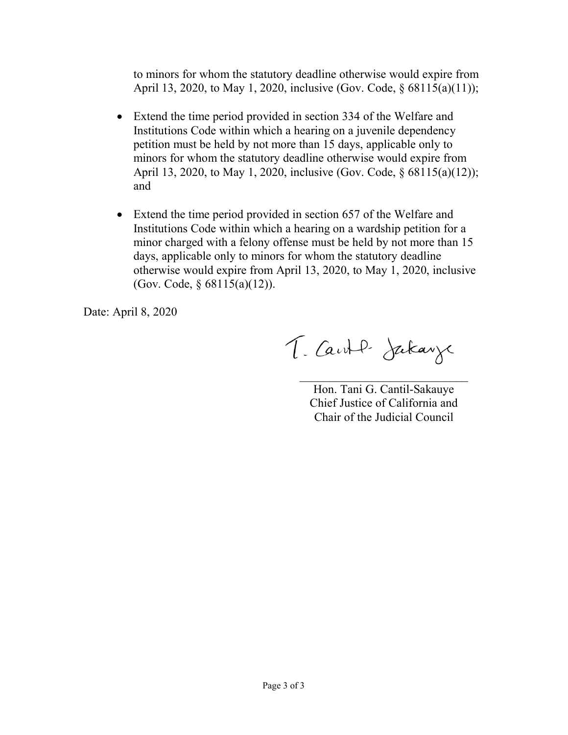to minors for whom the statutory deadline otherwise would expire from April 13, 2020, to May 1, 2020, inclusive (Gov. Code, § 68115(a)(11));

- Extend the time period provided in section 334 of the Welfare and Institutions Code within which a hearing on a juvenile dependency petition must be held by not more than 15 days, applicable only to minors for whom the statutory deadline otherwise would expire from April 13, 2020, to May 1, 2020, inclusive (Gov. Code, § 68115(a)(12)); and
- Extend the time period provided in section 657 of the Welfare and Institutions Code within which a hearing on a wardship petition for a minor charged with a felony offense must be held by not more than 15 days, applicable only to minors for whom the statutory deadline otherwise would expire from April 13, 2020, to May 1, 2020, inclusive (Gov. Code, § 68115(a)(12)).

Date: April 8, 2020

T. Cantil-Sakauye

\_\_\_\_\_\_\_\_\_\_\_\_\_\_\_\_\_\_\_\_\_\_\_\_\_\_\_\_\_\_

Hon. Tani G. Cantil-Sakauye
Chief Justice of California and
Chair of the Judicial Council